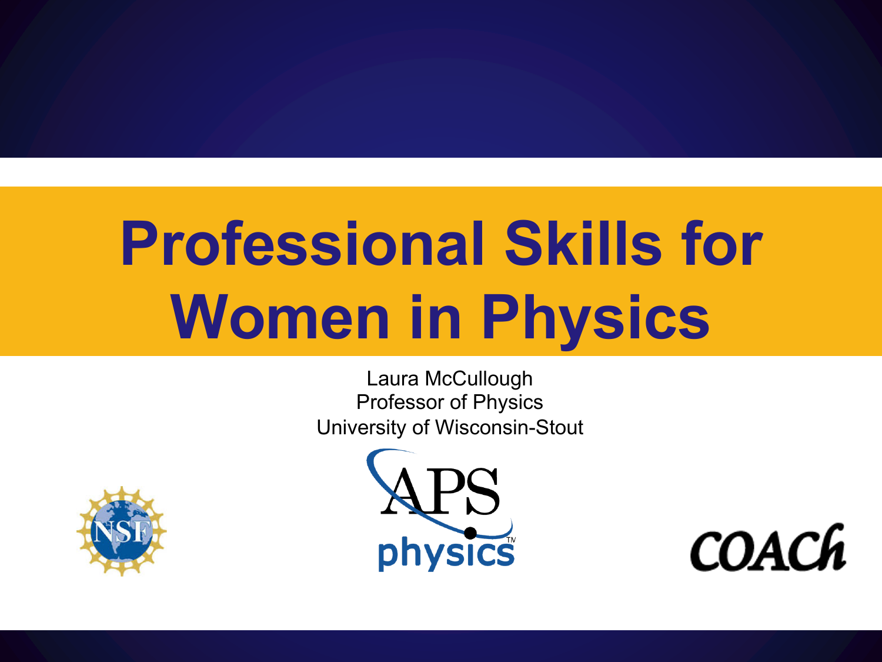# Professional Skills for Women in Physics

Laura McCullough
Professor of Physics
University of Wisconsin-Stout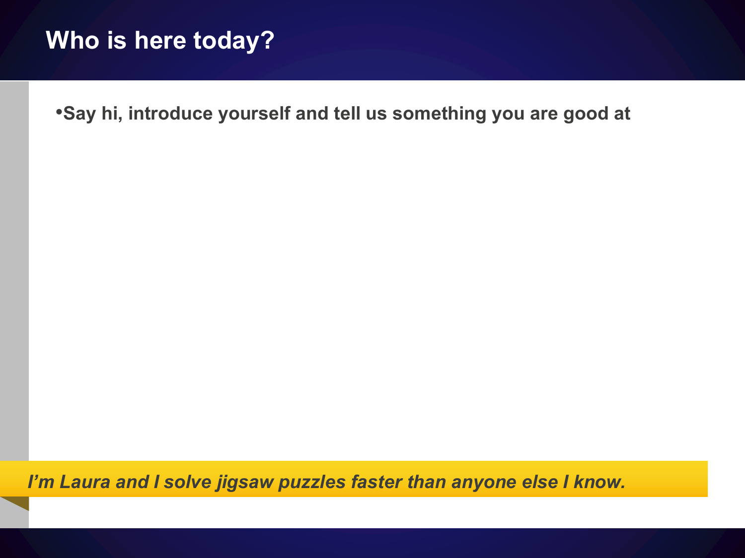# Who is here today?

- **Say hi, introduce yourself and tell us something you are good at**

***I'm Laura and I solve jigsaw puzzles faster than anyone else I know.***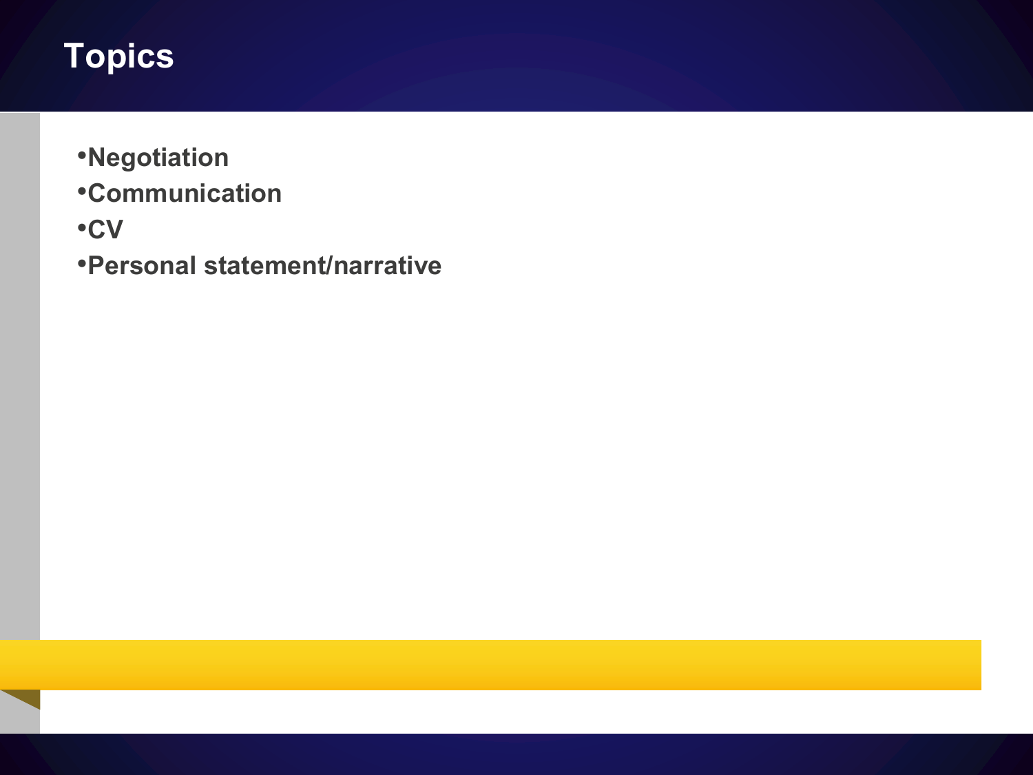# Topics

- Negotiation
- Communication
- CV
- Personal statement/narrative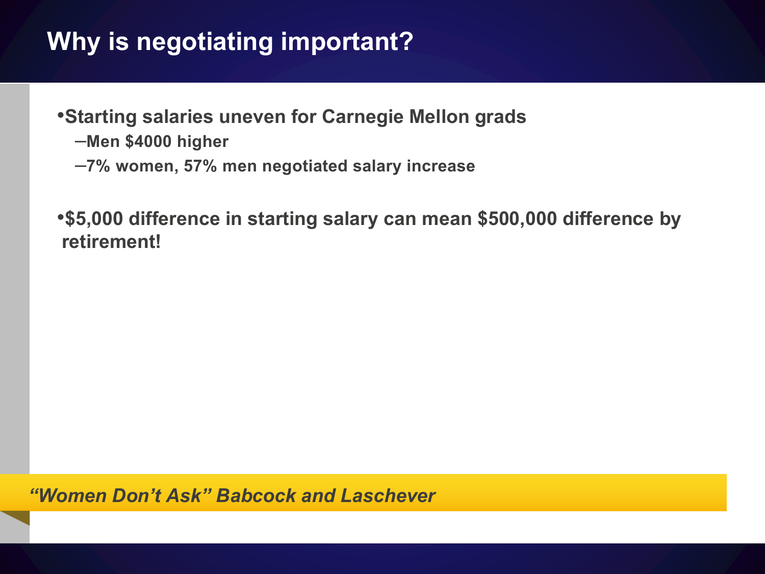# Why is negotiating important?

- **Starting salaries uneven for Carnegie Mellon grads**
  - **Men $4000 higher**
  - **7% women, 57% men negotiated salary increase**

- **$5,000 difference in starting salary can mean $500,000 difference by retirement!**

***"Women Don't Ask" Babcock and Laschever***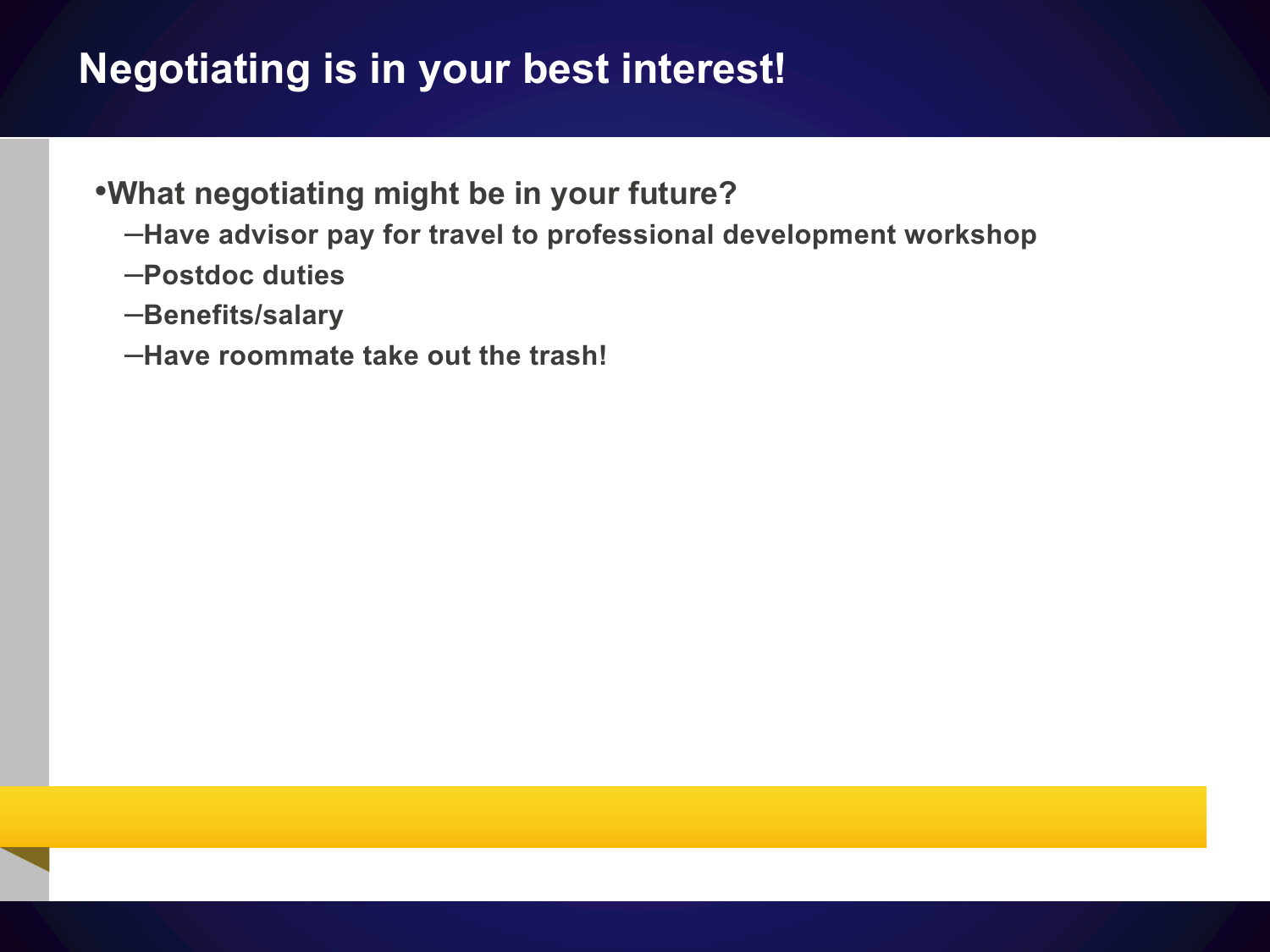# Negotiating is in your best interest!

- What negotiating might be in your future?
  - Have advisor pay for travel to professional development workshop
  - Postdoc duties
  - Benefits/salary
  - Have roommate take out the trash!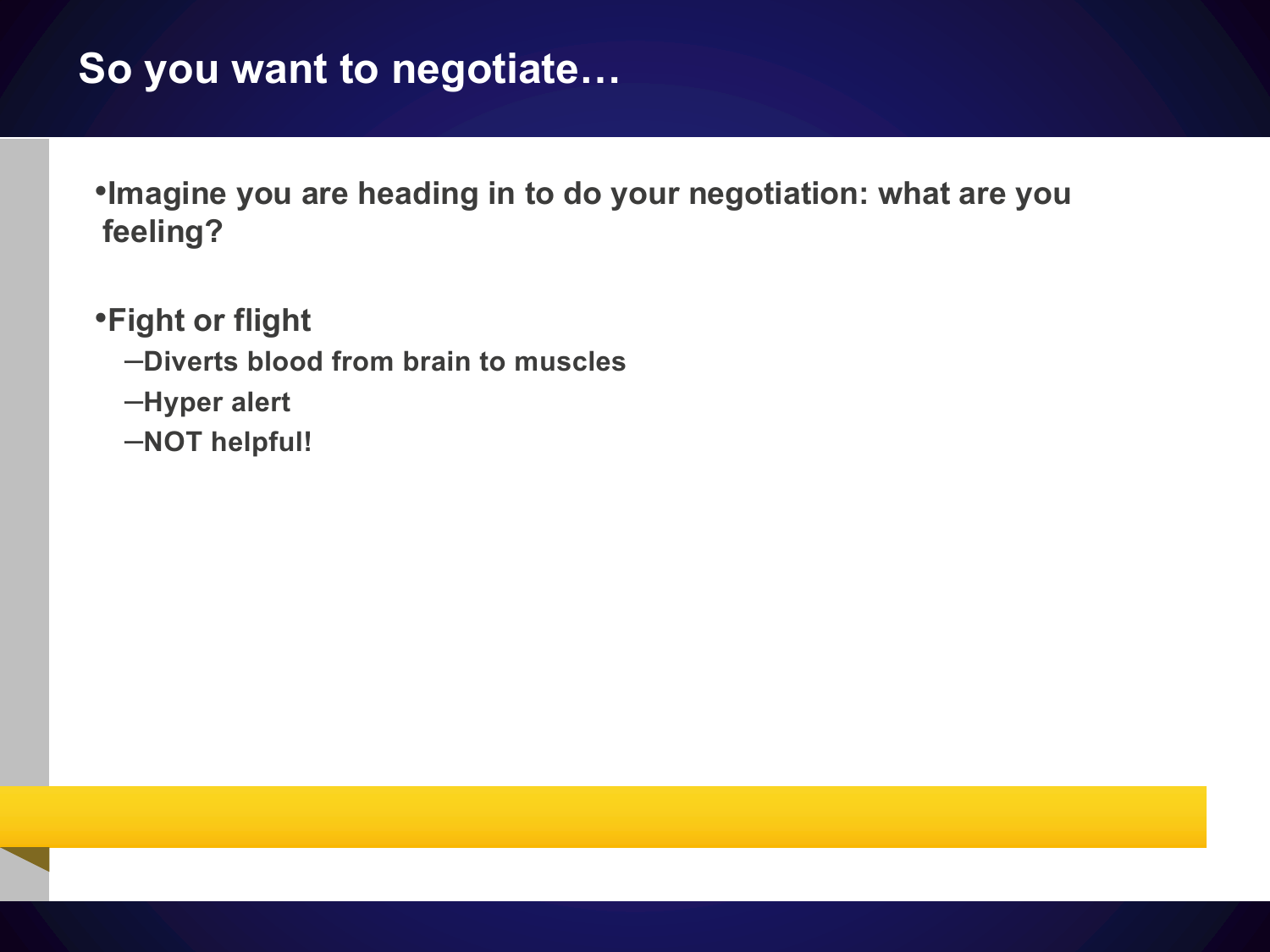# So you want to negotiate…

- Imagine you are heading in to do your negotiation: what are you feeling?

- Fight or flight
  - Diverts blood from brain to muscles
  - Hyper alert
  - NOT helpful!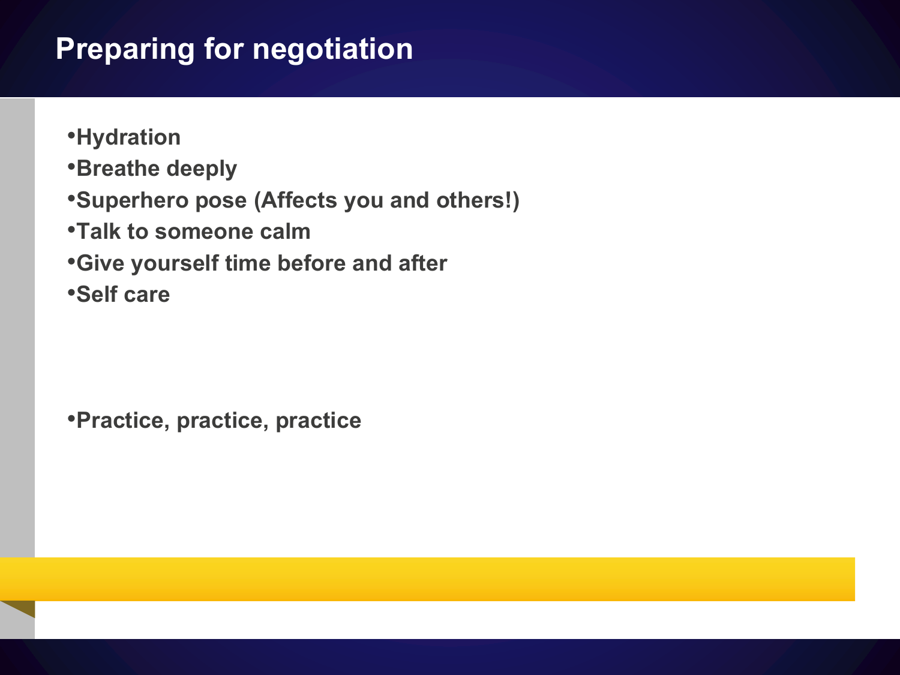# Preparing for negotiation

- Hydration
- Breathe deeply
- Superhero pose (Affects you and others!)
- Talk to someone calm
- Give yourself time before and after
- Self care

- Practice, practice, practice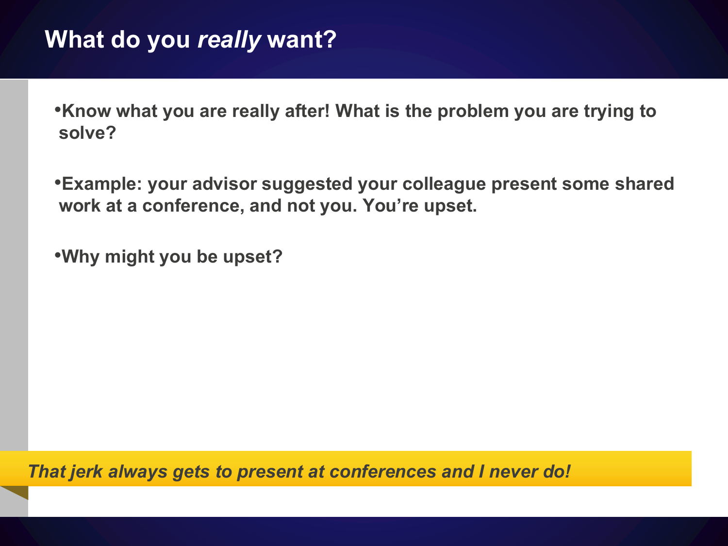# What do you *really* want?

- **Know what you are really after! What is the problem you are trying to solve?**
- **Example: your advisor suggested your colleague present some shared work at a conference, and not you. You're upset.**
- **Why might you be upset?**

***That jerk always gets to present at conferences and I never do!***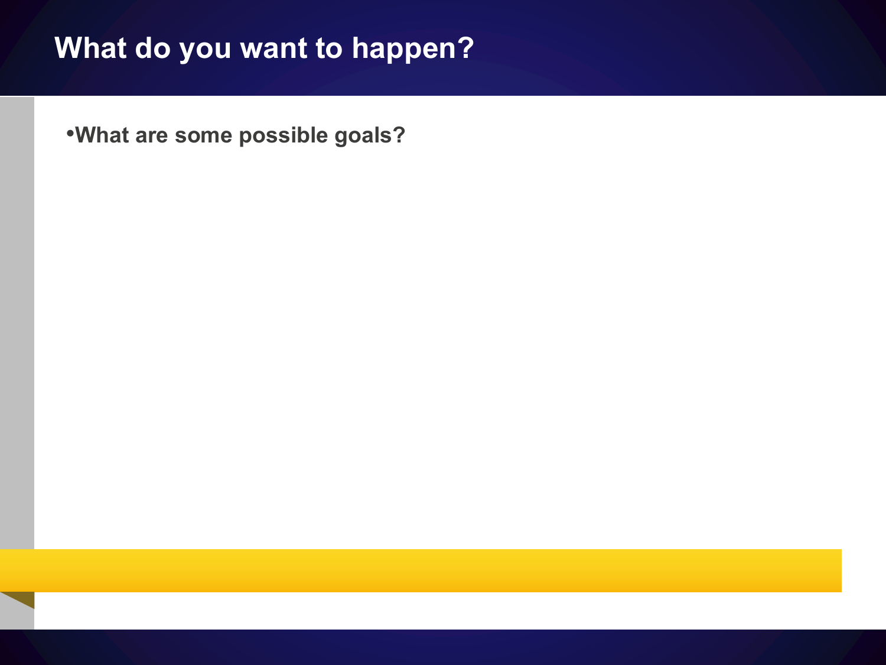# What do you want to happen?

- **What are some possible goals?**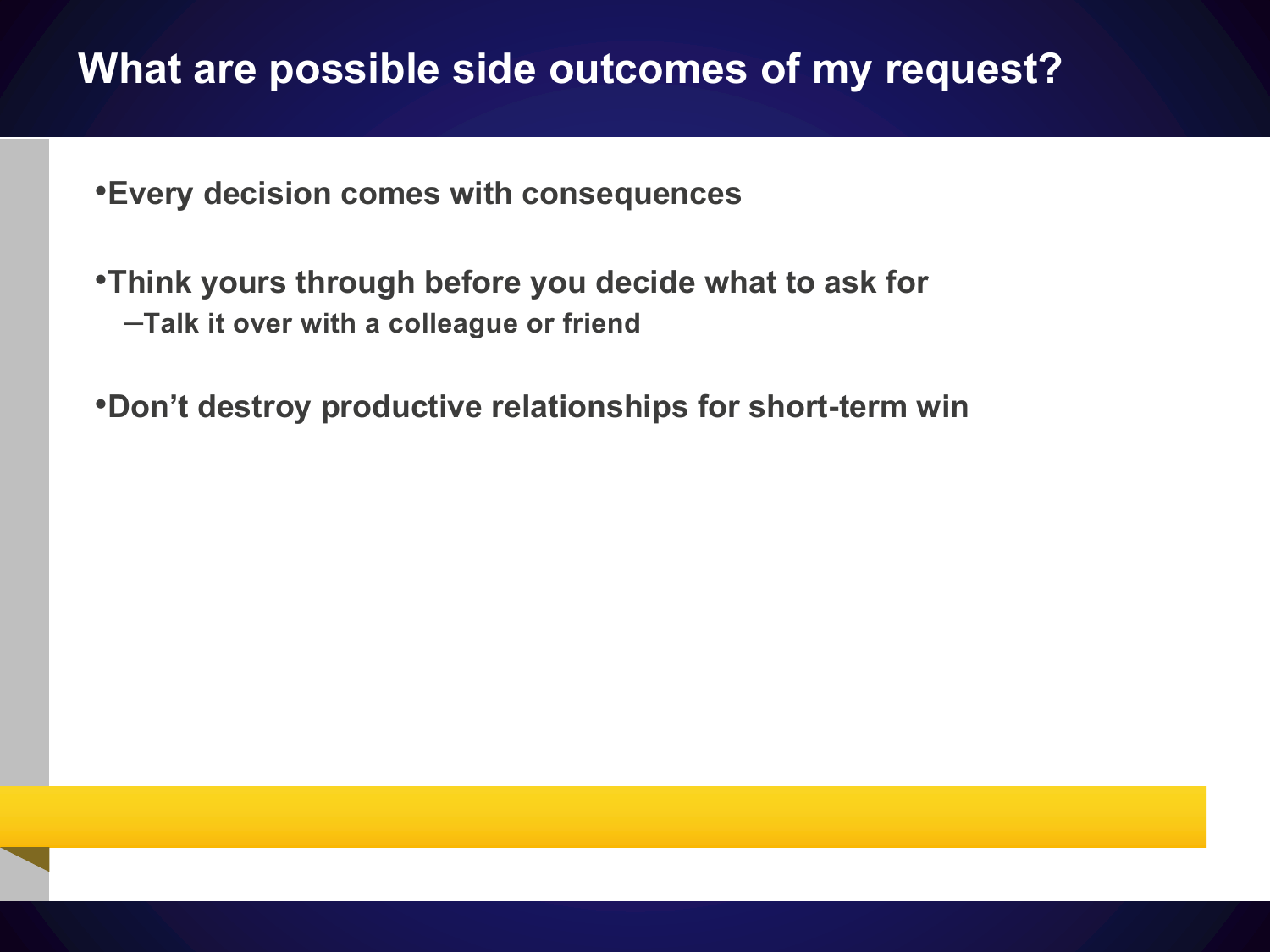# What are possible side outcomes of my request?

- Every decision comes with consequences
- Think yours through before you decide what to ask for
  - Talk it over with a colleague or friend
- Don’t destroy productive relationships for short-term win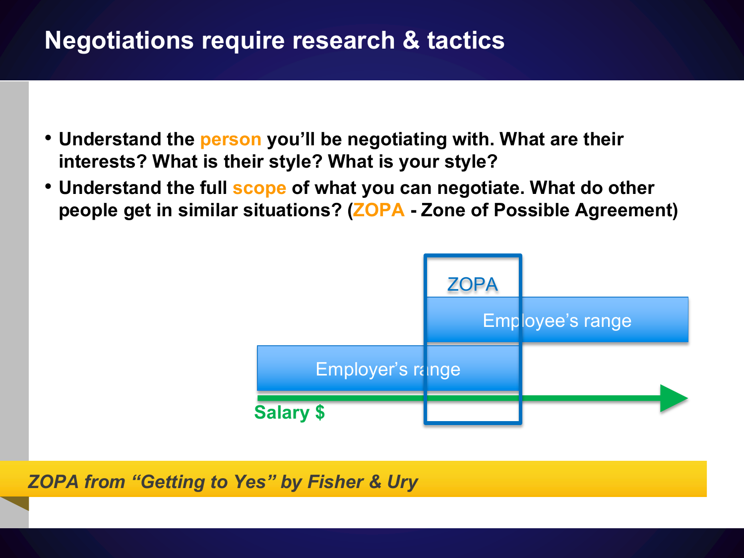# Negotiations require research & tactics

- Understand the **person** you'll be negotiating with. What are their interests? What is their style? What is your style?
- Understand the full **scope** of what you can negotiate. What do other people get in similar situations? (**ZOPA** - Zone of Possible Agreement)

ZOPA

Employee's range

Employer's range

Salary $

*ZOPA from "Getting to Yes" by Fisher & Ury*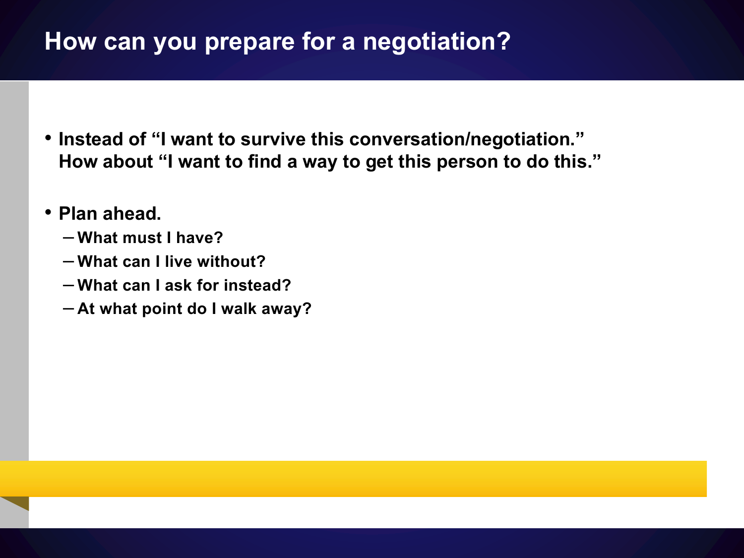# How can you prepare for a negotiation?

- Instead of "I want to survive this conversation/negotiation." How about "I want to find a way to get this person to do this."
- Plan ahead.
  - What must I have?
  - What can I live without?
  - What can I ask for instead?
  - At what point do I walk away?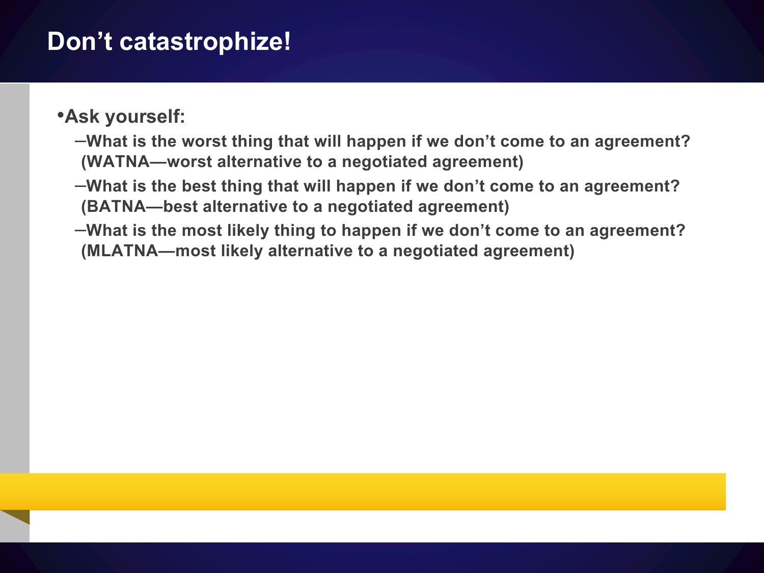# Don't catastrophize!

- **Ask yourself:**
  - **What is the worst thing that will happen if we don't come to an agreement? (WATNA—worst alternative to a negotiated agreement)**
  - **What is the best thing that will happen if we don't come to an agreement? (BATNA—best alternative to a negotiated agreement)**
  - **What is the most likely thing to happen if we don't come to an agreement? (MLATNA—most likely alternative to a negotiated agreement)**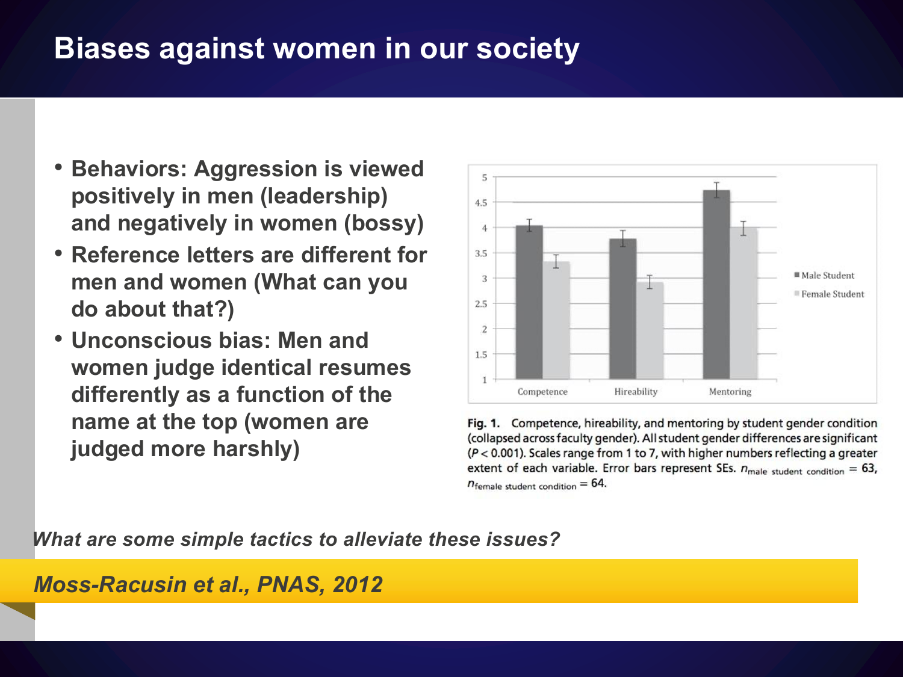# Biases against women in our society

- **Behaviors: Aggression is viewed positively in men (leadership) and negatively in women (bossy)**
- **Reference letters are different for men and women (What can you do about that?)**
- **Unconscious bias: Men and women judge identical resumes differently as a function of the name at the top (women are judged more harshly)**

**Fig. 1.** Competence, hireability, and mentoring by student gender condition (collapsed across faculty gender). All student gender differences are significant ($P < 0.001$). Scales range from 1 to 7, with higher numbers reflecting a greater extent of each variable. Error bars represent SEs. $n_{\text{male student condition}} = 63$, $n_{\text{female student condition}} = 64$.

***What are some simple tactics to alleviate these issues?***

***Moss-Racusin et al., PNAS, 2012***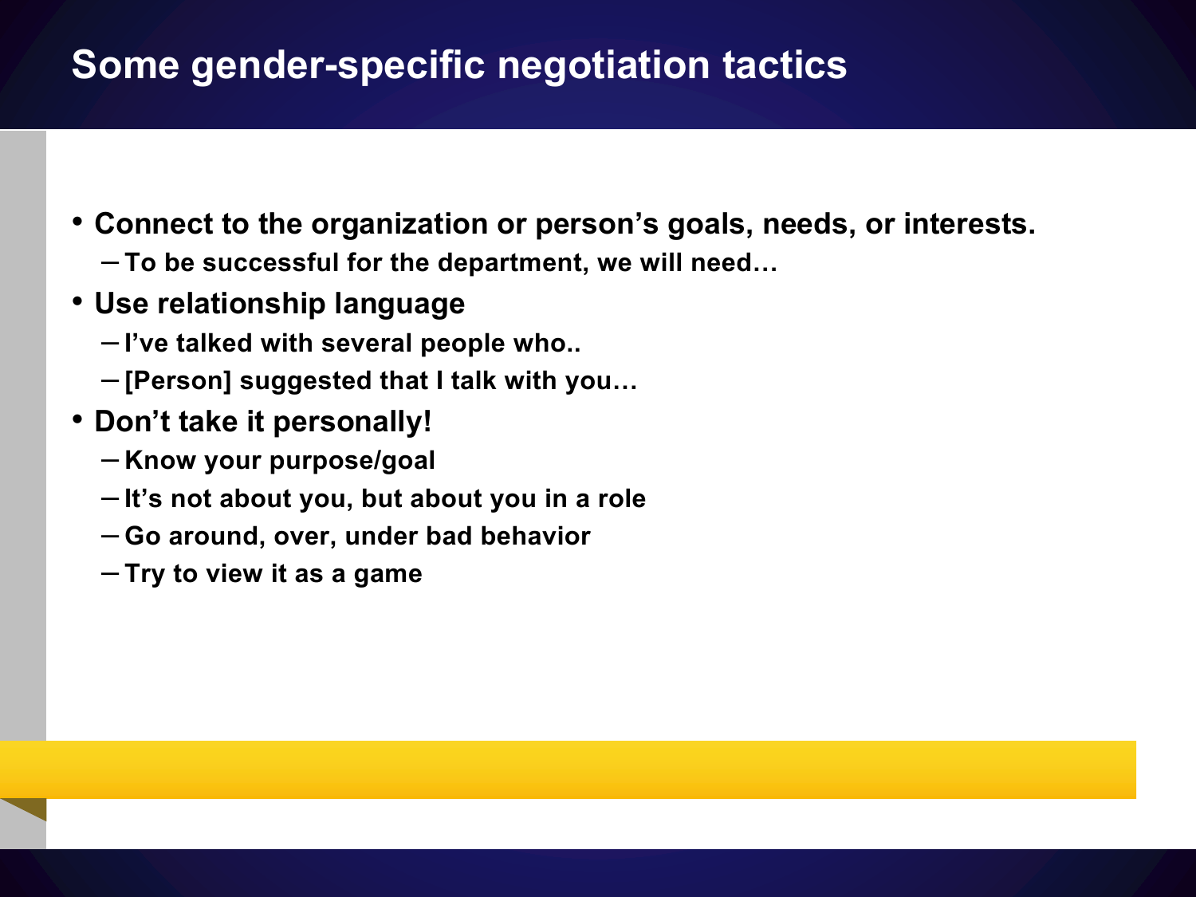# Some gender-specific negotiation tactics

- Connect to the organization or person's goals, needs, or interests.
  - To be successful for the department, we will need…
- Use relationship language
  - I've talked with several people who..
  - [Person] suggested that I talk with you…
- Don't take it personally!
  - Know your purpose/goal
  - It's not about you, but about you in a role
  - Go around, over, under bad behavior
  - Try to view it as a game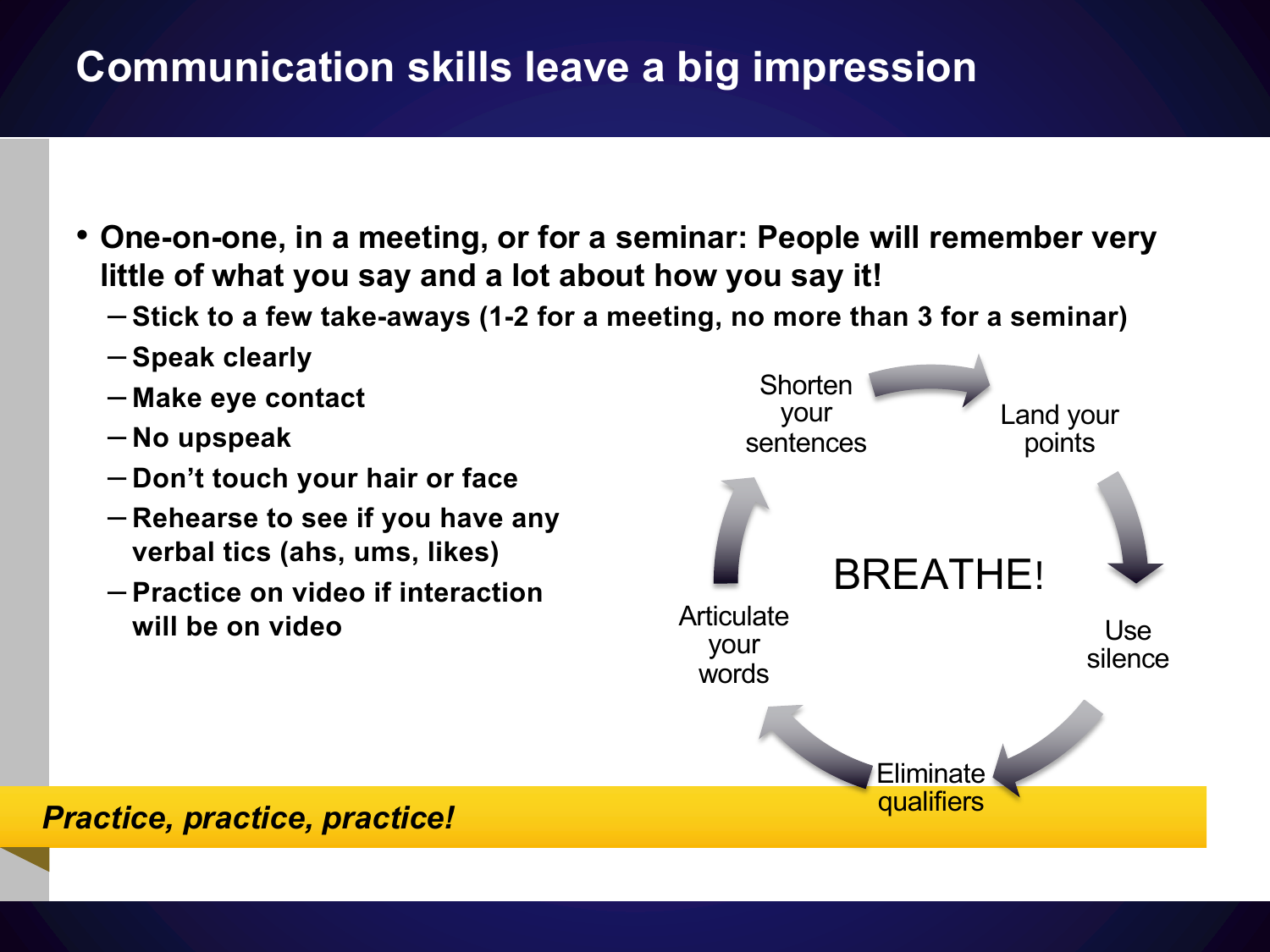# Communication skills leave a big impression

- **One-on-one, in a meeting, or for a seminar: People will remember very little of what you say and a lot about how you say it!**
  - **Stick to a few take-aways (1-2 for a meeting, no more than 3 for a seminar)**
  - **Speak clearly**
  - **Make eye contact**
  - **No upspeak**
  - **Don't touch your hair or face**
  - **Rehearse to see if you have any verbal tics (ahs, ums, likes)**
  - **Practice on video if interaction will be on video**

Shorten your sentences → Land your points → Use silence → Eliminate qualifiers → Articulate your words → Shorten your sentences

BREATHE!

***Practice, practice, practice!***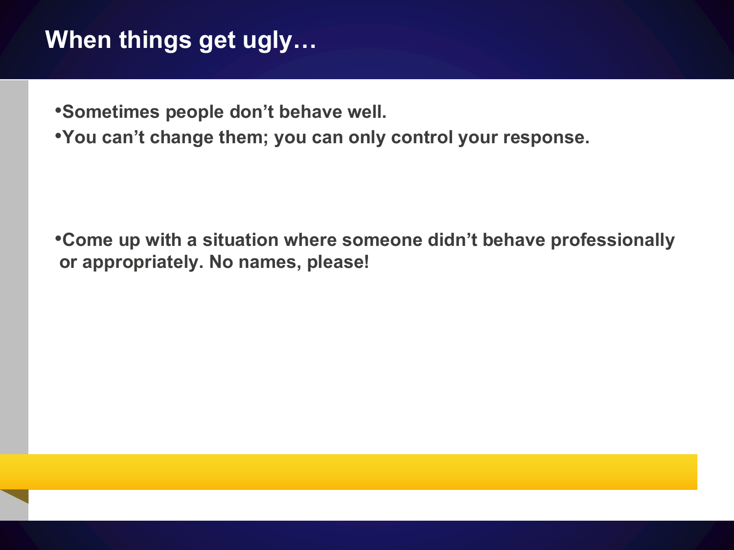# When things get ugly…

- Sometimes people don't behave well.
- You can't change them; you can only control your response.

- Come up with a situation where someone didn't behave professionally or appropriately. No names, please!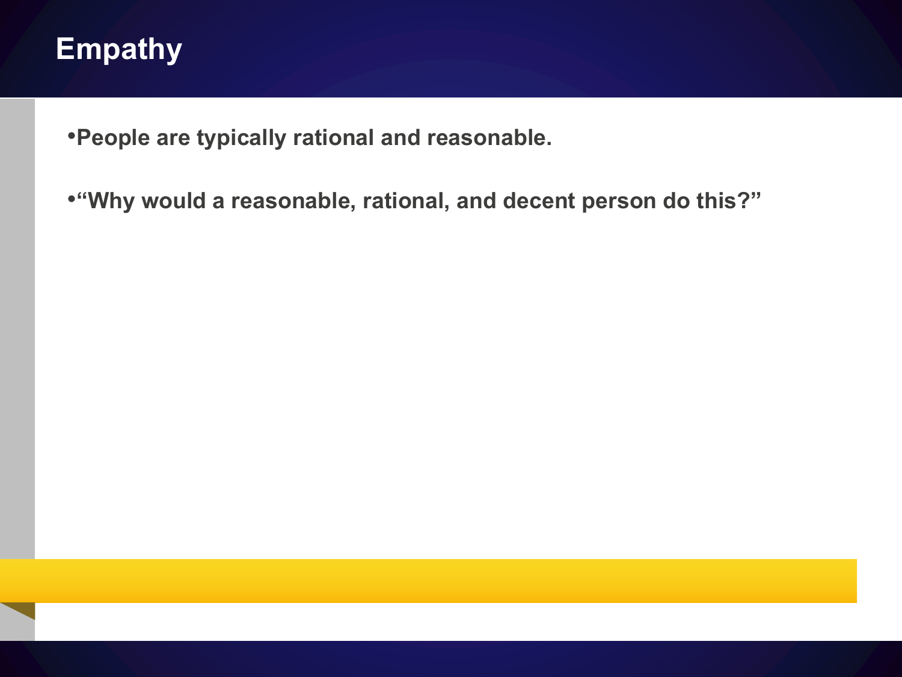# Empathy

- People are typically rational and reasonable.
- "Why would a reasonable, rational, and decent person do this?"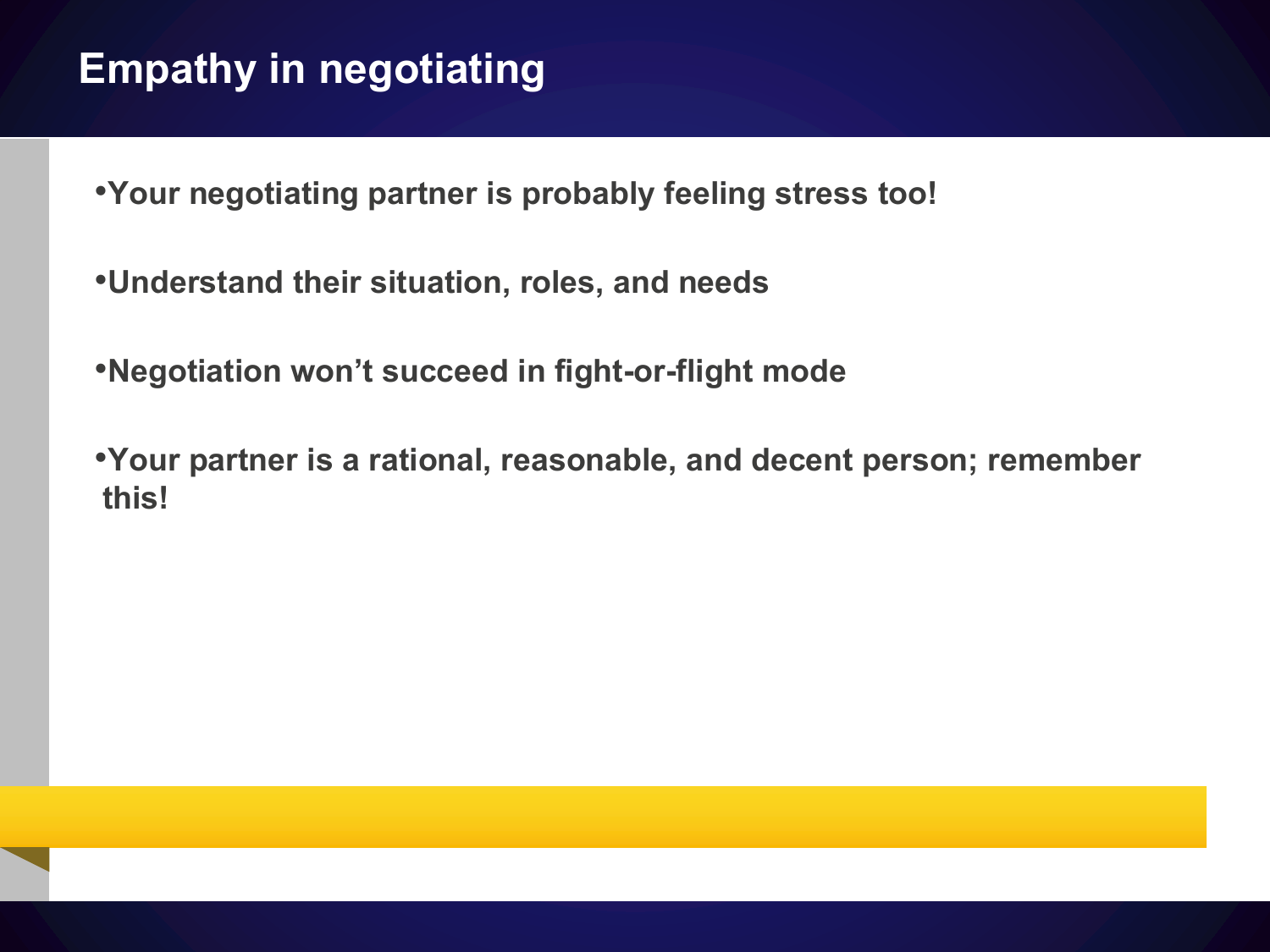# Empathy in negotiating

- **Your negotiating partner is probably feeling stress too!**
- **Understand their situation, roles, and needs**
- **Negotiation won't succeed in fight-or-flight mode**
- **Your partner is a rational, reasonable, and decent person; remember this!**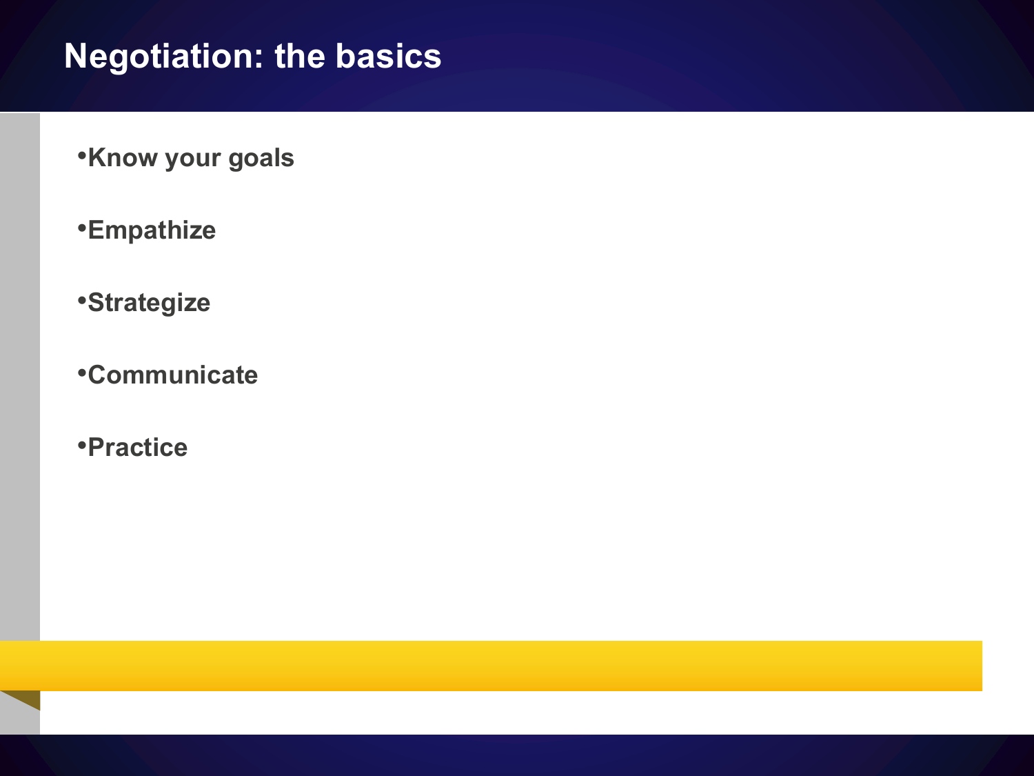# Negotiation: the basics

- Know your goals
- Empathize
- Strategize
- Communicate
- Practice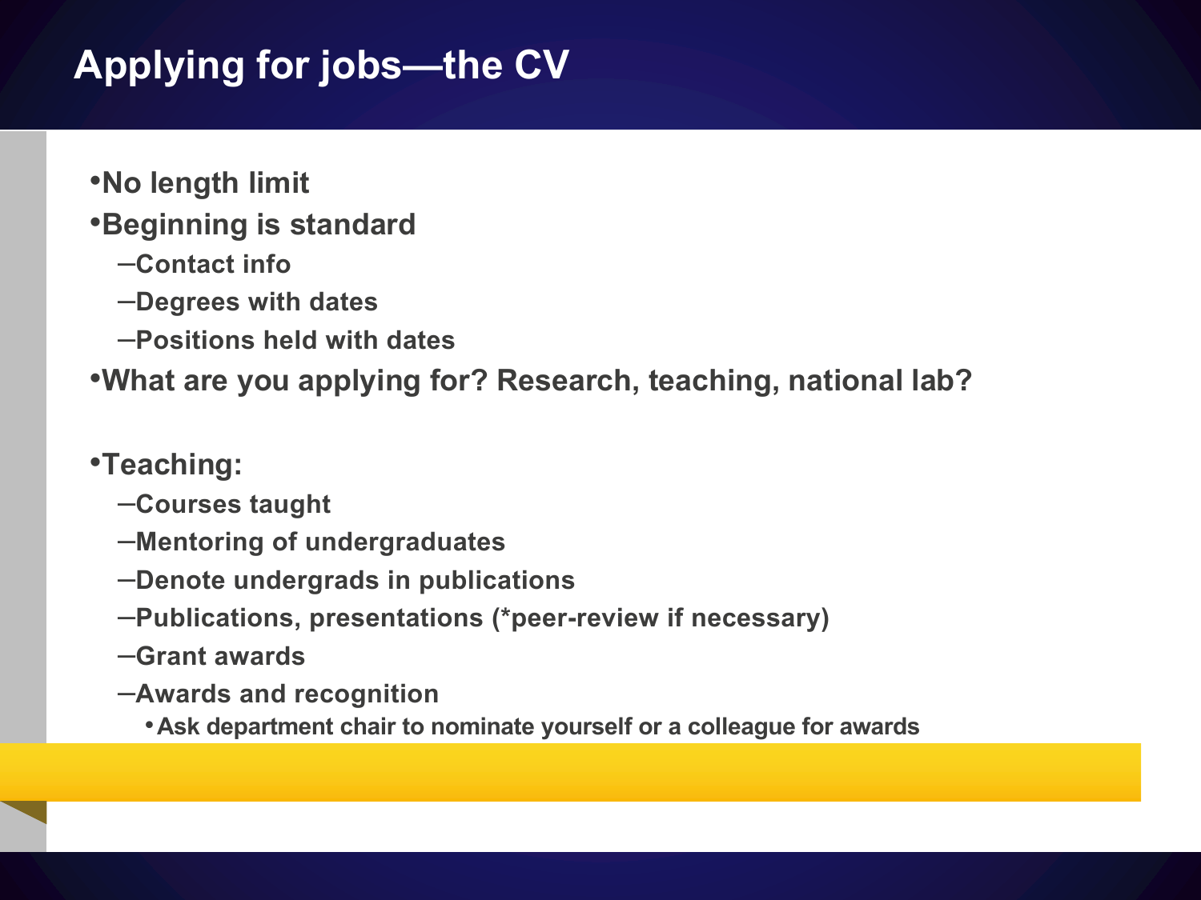# Applying for jobs—the CV

- No length limit
- Beginning is standard
  - Contact info
  - Degrees with dates
  - Positions held with dates
- What are you applying for? Research, teaching, national lab?

- Teaching:
  - Courses taught
  - Mentoring of undergraduates
  - Denote undergrads in publications
  - Publications, presentations (*peer-review if necessary)
  - Grant awards
  - Awards and recognition
    - Ask department chair to nominate yourself or a colleague for awards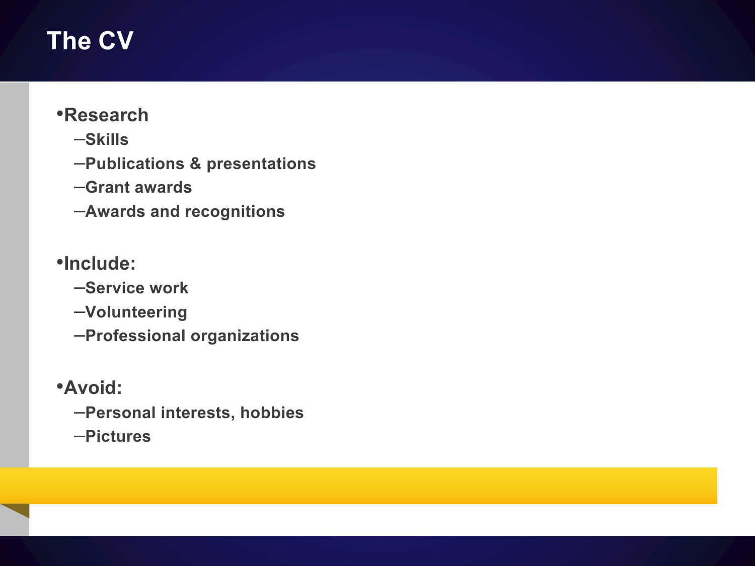# The CV

- Research
  - Skills
  - Publications & presentations
  - Grant awards
  - Awards and recognitions

- Include:
  - Service work
  - Volunteering
  - Professional organizations

- Avoid:
  - Personal interests, hobbies
  - Pictures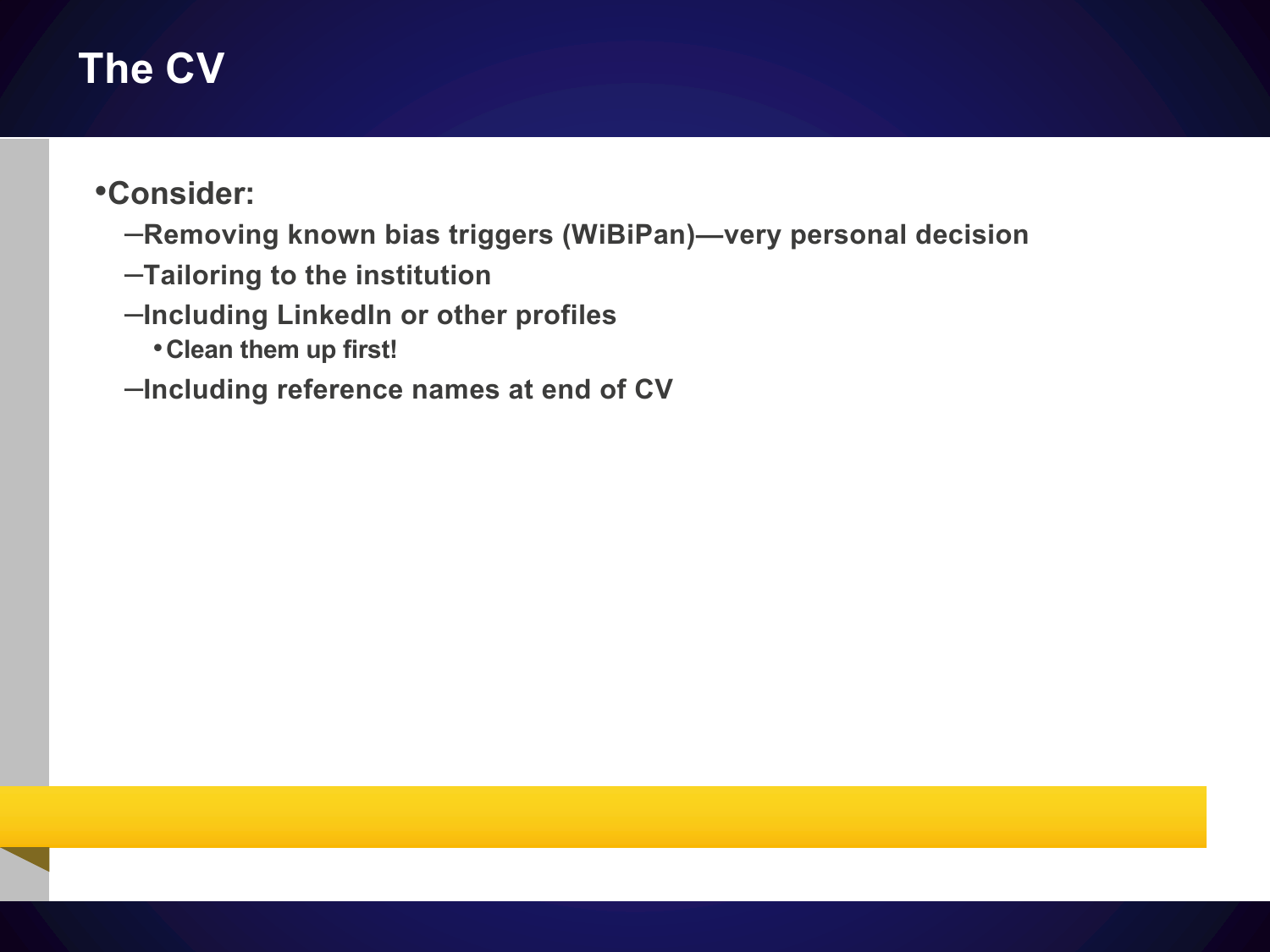# The CV

- Consider:
  - Removing known bias triggers (WiBiPan)—very personal decision
  - Tailoring to the institution
  - Including LinkedIn or other profiles
    - Clean them up first!
  - Including reference names at end of CV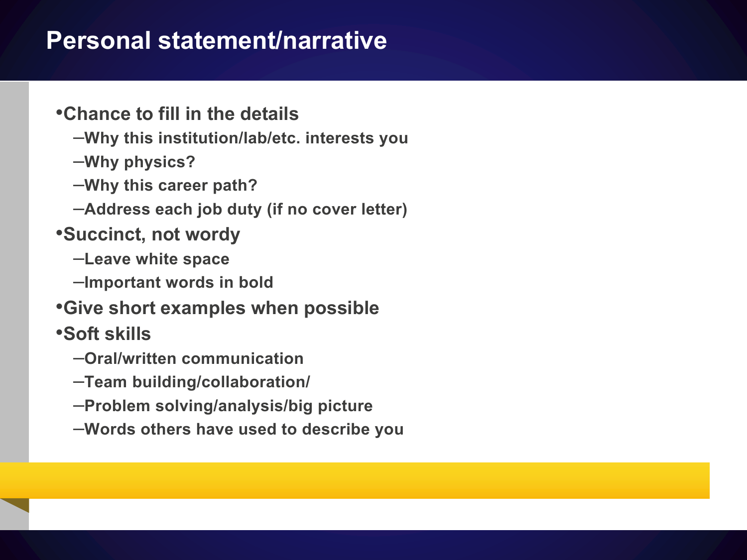# Personal statement/narrative

- Chance to fill in the details
  - Why this institution/lab/etc. interests you
  - Why physics?
  - Why this career path?
  - Address each job duty (if no cover letter)
- Succinct, not wordy
  - Leave white space
  - Important words in bold
- Give short examples when possible
- Soft skills
  - Oral/written communication
  - Team building/collaboration/
  - Problem solving/analysis/big picture
  - Words others have used to describe you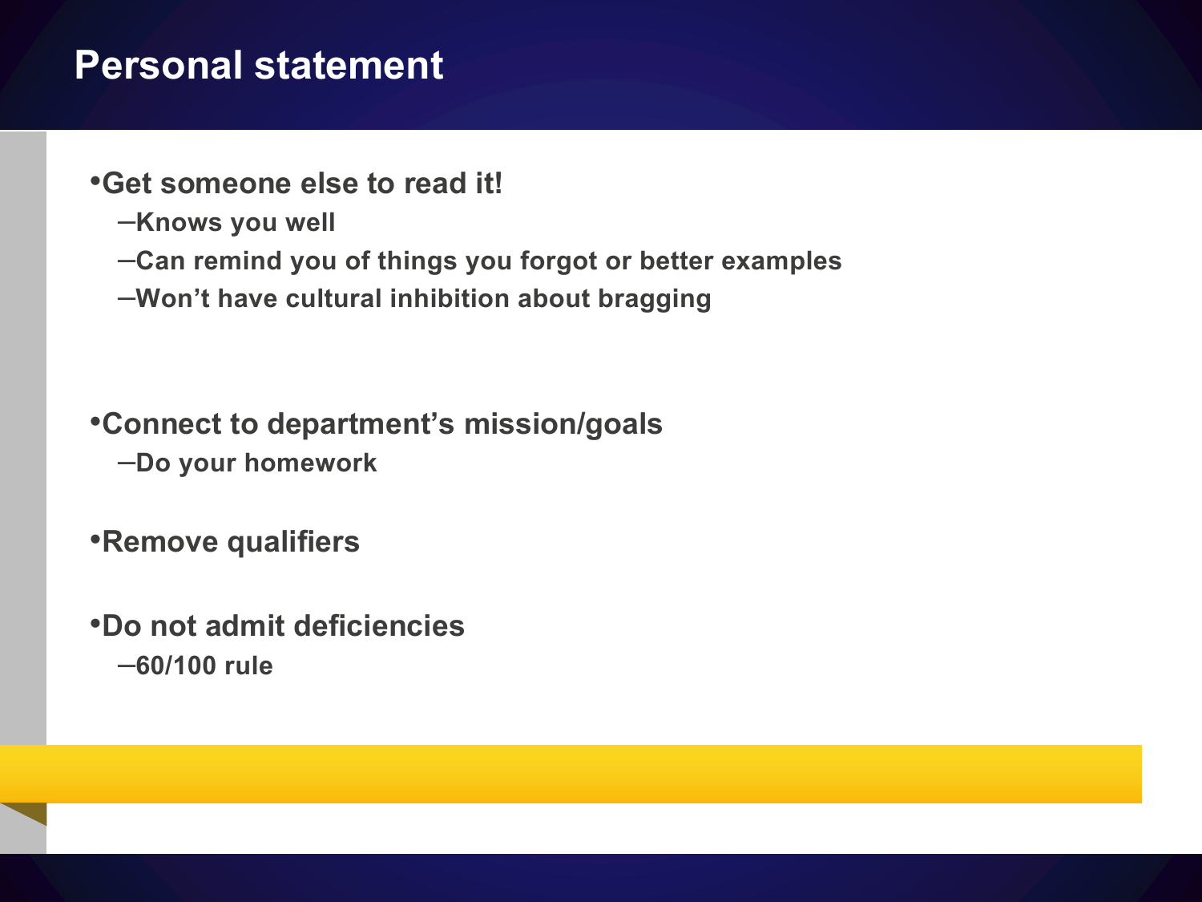# Personal statement

- Get someone else to read it!
  - Knows you well
  - Can remind you of things you forgot or better examples
  - Won't have cultural inhibition about bragging

- Connect to department's mission/goals
  - Do your homework

- Remove qualifiers

- Do not admit deficiencies
  - 60/100 rule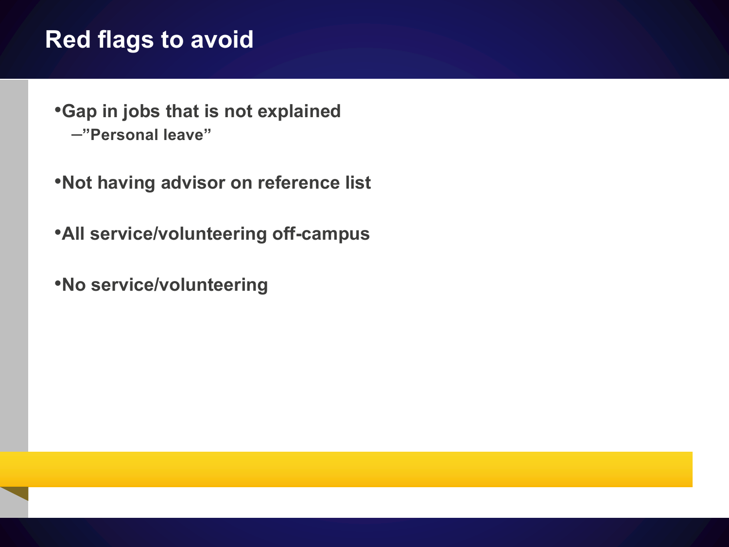# Red flags to avoid

- Gap in jobs that is not explained
  - "Personal leave"
- Not having advisor on reference list
- All service/volunteering off-campus
- No service/volunteering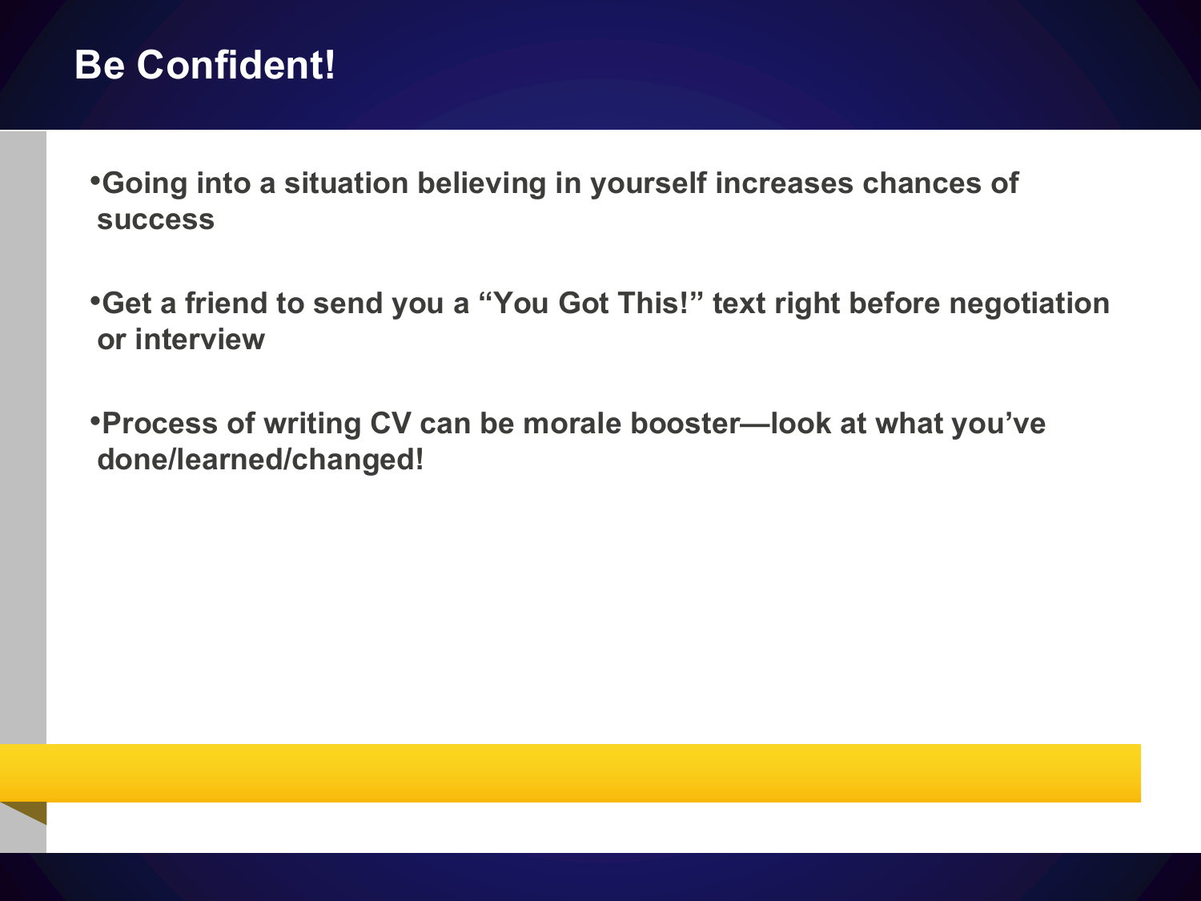# Be Confident!

- Going into a situation believing in yourself increases chances of success

- Get a friend to send you a "You Got This!" text right before negotiation or interview

- Process of writing CV can be morale booster—look at what you've done/learned/changed!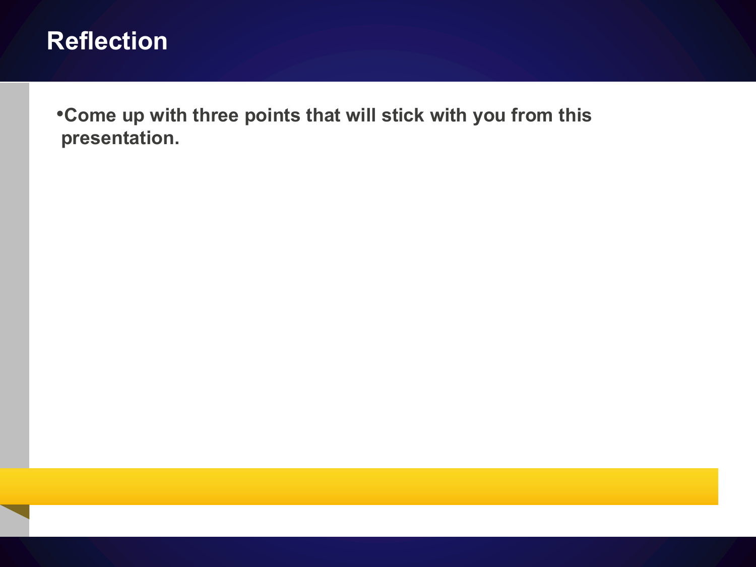# Reflection

- **Come up with three points that will stick with you from this presentation.**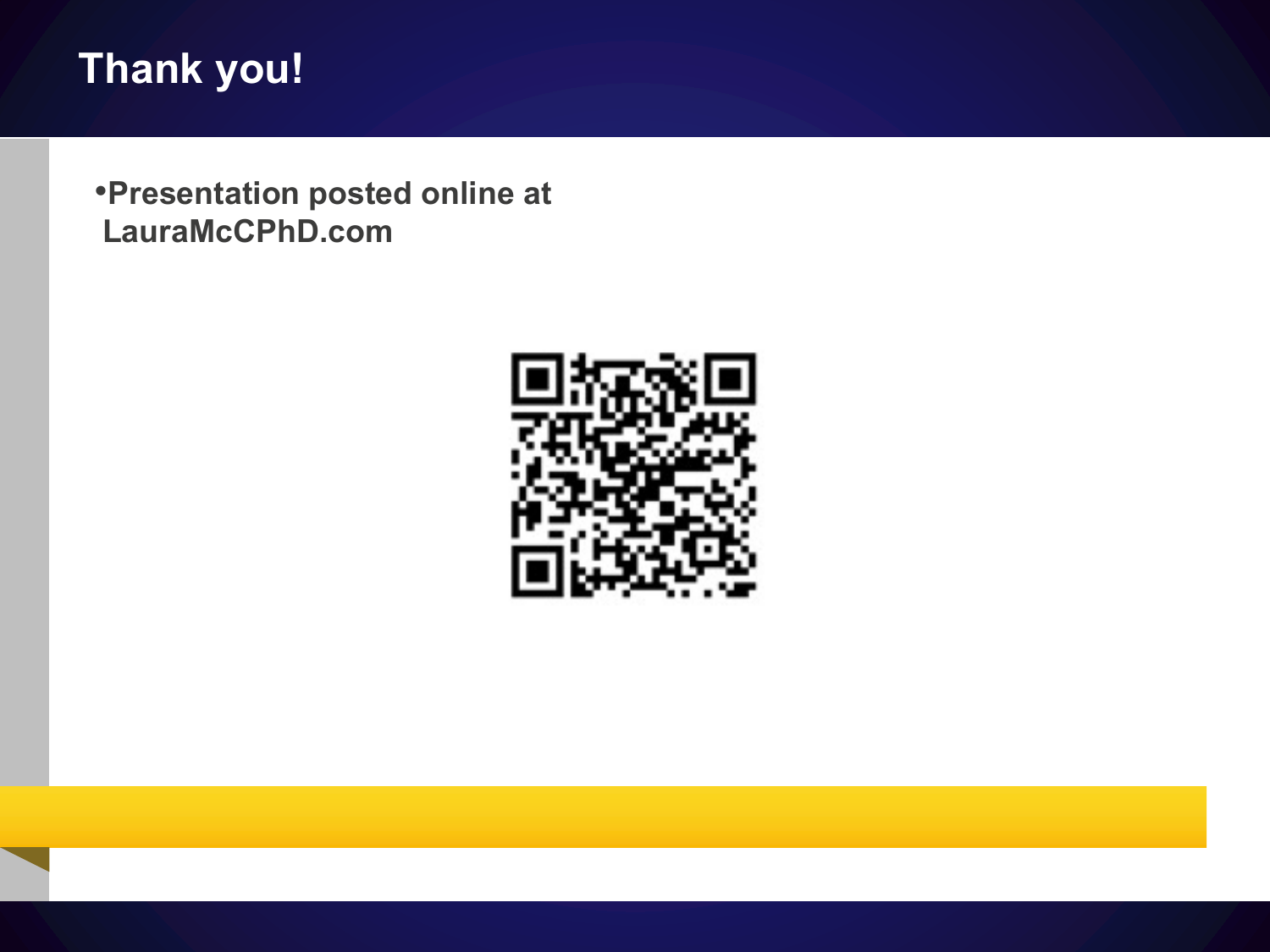# Thank you!

- Presentation posted online at LauraMcCPhD.com